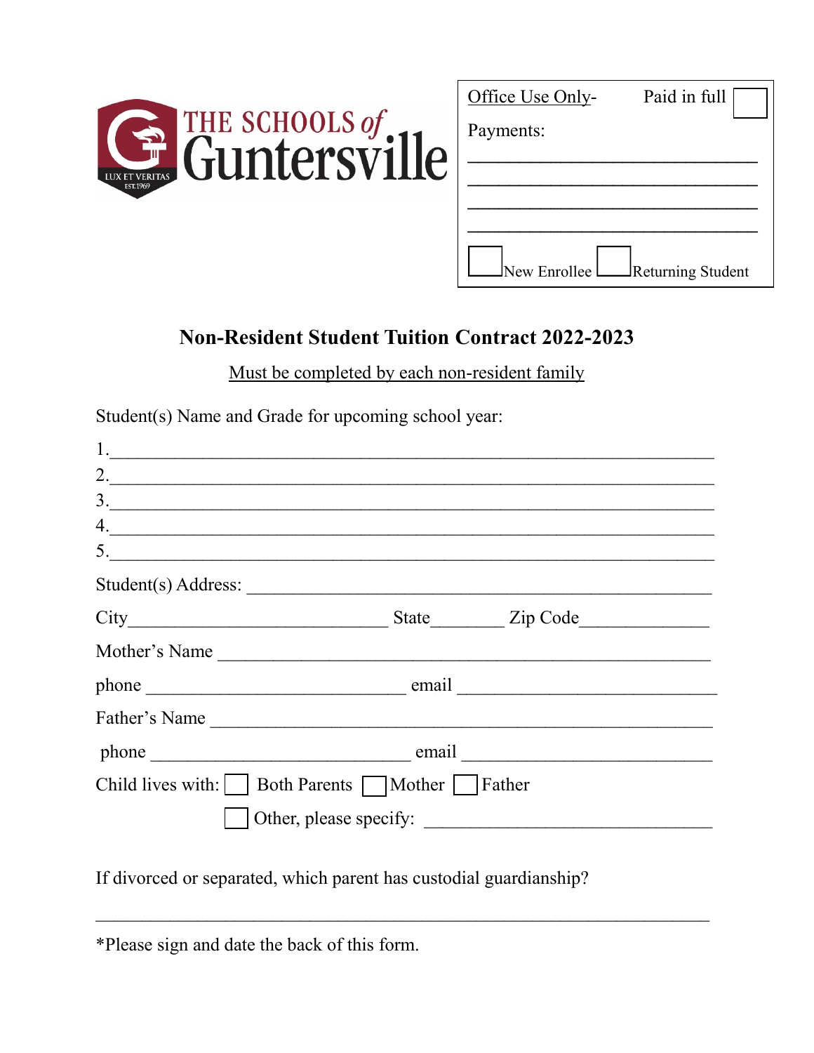THE SCHOOLS of Guntersville

LUX ET VERITAS EST. 1969

Office Use Only- Paid in full ☐

Payments:

\_\_\_\_\_\_\_\_\_\_\_\_\_\_\_\_\_\_\_\_\_\_\_\_\_\_\_\_\_\_

\_\_\_\_\_\_\_\_\_\_\_\_\_\_\_\_\_\_\_\_\_\_\_\_\_\_\_\_\_\_

\_\_\_\_\_\_\_\_\_\_\_\_\_\_\_\_\_\_\_\_\_\_\_\_\_\_\_\_\_\_

\_\_\_\_\_\_\_\_\_\_\_\_\_\_\_\_\_\_\_\_\_\_\_\_\_\_\_\_\_\_

☐ New Enrollee ☐ Returning Student

## Non-Resident Student Tuition Contract 2022-2023

Must be completed by each non-resident family

Student(s) Name and Grade for upcoming school year:

1.\_\_\_\_\_\_\_\_\_\_\_\_\_\_\_\_\_\_\_\_\_\_\_\_\_\_\_\_\_\_\_\_\_\_\_\_\_\_\_\_\_\_\_\_\_\_\_\_\_\_\_\_\_\_\_\_\_\_

2.\_\_\_\_\_\_\_\_\_\_\_\_\_\_\_\_\_\_\_\_\_\_\_\_\_\_\_\_\_\_\_\_\_\_\_\_\_\_\_\_\_\_\_\_\_\_\_\_\_\_\_\_\_\_\_\_\_\_

3.\_\_\_\_\_\_\_\_\_\_\_\_\_\_\_\_\_\_\_\_\_\_\_\_\_\_\_\_\_\_\_\_\_\_\_\_\_\_\_\_\_\_\_\_\_\_\_\_\_\_\_\_\_\_\_\_\_\_

4.\_\_\_\_\_\_\_\_\_\_\_\_\_\_\_\_\_\_\_\_\_\_\_\_\_\_\_\_\_\_\_\_\_\_\_\_\_\_\_\_\_\_\_\_\_\_\_\_\_\_\_\_\_\_\_\_\_\_

5.\_\_\_\_\_\_\_\_\_\_\_\_\_\_\_\_\_\_\_\_\_\_\_\_\_\_\_\_\_\_\_\_\_\_\_\_\_\_\_\_\_\_\_\_\_\_\_\_\_\_\_\_\_\_\_\_\_\_

Student(s) Address: \_\_\_\_\_\_\_\_\_\_\_\_\_\_\_\_\_\_\_\_\_\_\_\_\_\_\_\_\_\_\_\_\_\_\_\_\_\_\_\_\_\_\_\_

City\_\_\_\_\_\_\_\_\_\_\_\_\_\_\_\_\_\_\_\_\_\_\_\_\_\_ State\_\_\_\_\_\_\_ Zip Code\_\_\_\_\_\_\_\_\_\_\_\_\_

Mother's Name \_\_\_\_\_\_\_\_\_\_\_\_\_\_\_\_\_\_\_\_\_\_\_\_\_\_\_\_\_\_\_\_\_\_\_\_\_\_\_\_\_\_\_\_\_\_\_

phone \_\_\_\_\_\_\_\_\_\_\_\_\_\_\_\_\_\_\_\_\_\_\_\_\_\_ email \_\_\_\_\_\_\_\_\_\_\_\_\_\_\_\_\_\_\_\_\_\_\_\_\_\_

Father's Name \_\_\_\_\_\_\_\_\_\_\_\_\_\_\_\_\_\_\_\_\_\_\_\_\_\_\_\_\_\_\_\_\_\_\_\_\_\_\_\_\_\_\_\_\_\_\_\_

phone \_\_\_\_\_\_\_\_\_\_\_\_\_\_\_\_\_\_\_\_\_\_\_\_\_\_ email \_\_\_\_\_\_\_\_\_\_\_\_\_\_\_\_\_\_\_\_\_\_\_\_\_\_

Child lives with: ☐ Both Parents ☐ Mother ☐ Father

☐ Other, please specify: \_\_\_\_\_\_\_\_\_\_\_\_\_\_\_\_\_\_\_\_\_\_\_\_\_\_\_\_\_\_

If divorced or separated, which parent has custodial guardianship?

\_\_\_\_\_\_\_\_\_\_\_\_\_\_\_\_\_\_\_\_\_\_\_\_\_\_\_\_\_\_\_\_\_\_\_\_\_\_\_\_\_\_\_\_\_\_\_\_\_\_\_\_\_\_\_\_\_\_\_\_\_\_

*Please sign and date the back of this form.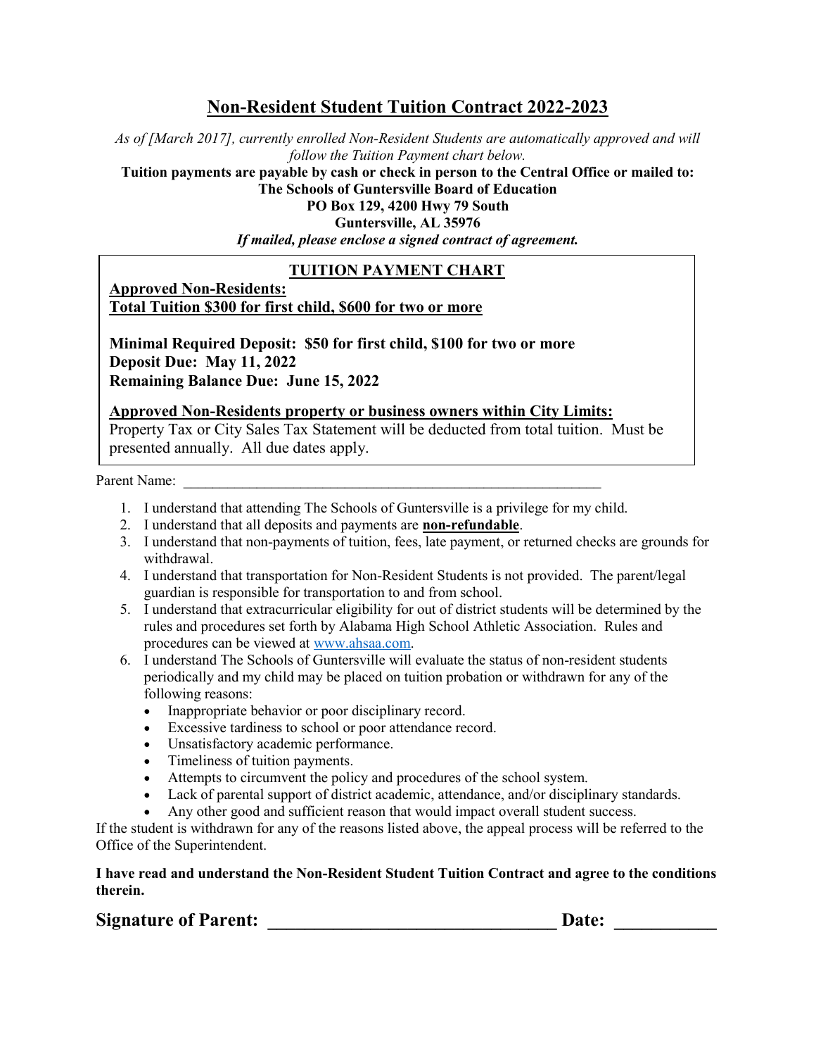# Non-Resident Student Tuition Contract 2022-2023

*As of [March 2017], currently enrolled Non-Resident Students are automatically approved and will follow the Tuition Payment chart below.*

**Tuition payments are payable by cash or check in person to the Central Office or mailed to:**
**The Schools of Guntersville Board of Education**
**PO Box 129, 4200 Hwy 79 South**
**Guntersville, AL 35976**

***If mailed, please enclose a signed contract of agreement.***

## TUITION PAYMENT CHART

**Approved Non-Residents:**
**Total Tuition $300 for first child, $600 for two or more**

**Minimal Required Deposit: $50 for first child, $100 for two or more**
**Deposit Due: May 11, 2022**
**Remaining Balance Due: June 15, 2022**

**Approved Non-Residents property or business owners within City Limits:**
Property Tax or City Sales Tax Statement will be deducted from total tuition. Must be presented annually. All due dates apply.

Parent Name: ____________________________________________________________

1. I understand that attending The Schools of Guntersville is a privilege for my child.
2. I understand that all deposits and payments are **non-refundable**.
3. I understand that non-payments of tuition, fees, late payment, or returned checks are grounds for withdrawal.
4. I understand that transportation for Non-Resident Students is not provided. The parent/legal guardian is responsible for transportation to and from school.
5. I understand that extracurricular eligibility for out of district students will be determined by the rules and procedures set forth by Alabama High School Athletic Association. Rules and procedures can be viewed at www.ahsaa.com.
6. I understand The Schools of Guntersville will evaluate the status of non-resident students periodically and my child may be placed on tuition probation or withdrawn for any of the following reasons:
   - Inappropriate behavior or poor disciplinary record.
   - Excessive tardiness to school or poor attendance record.
   - Unsatisfactory academic performance.
   - Timeliness of tuition payments.
   - Attempts to circumvent the policy and procedures of the school system.
   - Lack of parental support of district academic, attendance, and/or disciplinary standards.
   - Any other good and sufficient reason that would impact overall student success.

If the student is withdrawn for any of the reasons listed above, the appeal process will be referred to the Office of the Superintendent.

**I have read and understand the Non-Resident Student Tuition Contract and agree to the conditions therein.**

**Signature of Parent: ________________________________ Date: ___________**